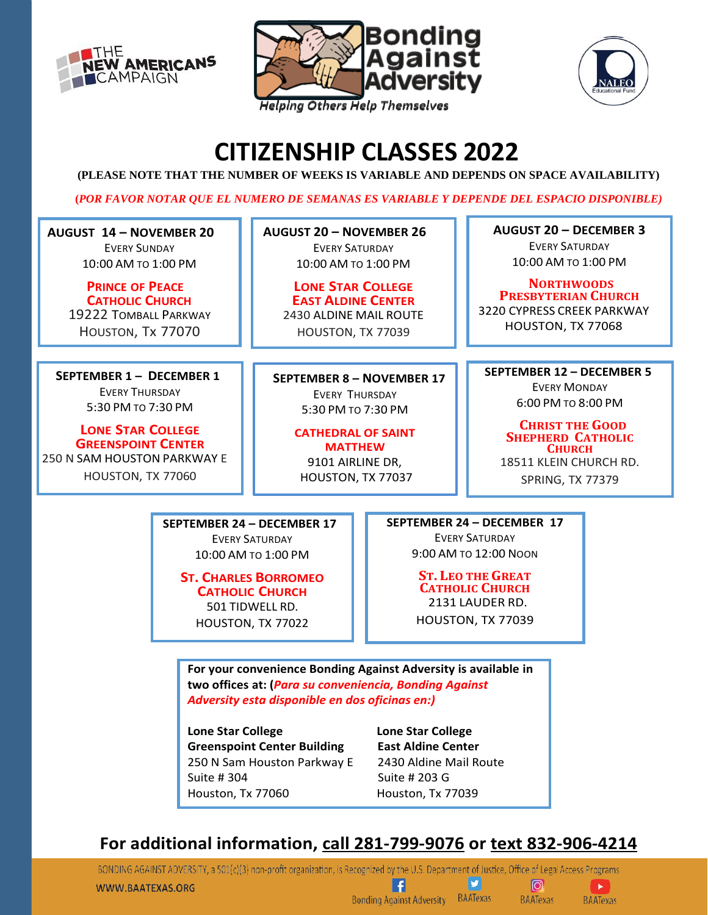THE NEW AMERICANS CAMPAIGN

Bonding Against Adversity

*Helping Others Help Themselves*

NALEO Educational Fund

# CITIZENSHIP CLASSES 2022

**(PLEASE NOTE THAT THE NUMBER OF WEEKS IS VARIABLE AND DEPENDS ON SPACE AVAILABILITY)**

***(POR FAVOR NOTAR QUE EL NUMERO DE SEMANAS ES VARIABLE Y DEPENDE DEL ESPACIO DISPONIBLE)***

**AUGUST 14 – NOVEMBER 20**
Every Sunday
10:00 AM to 1:00 PM
**Prince of Peace Catholic Church**
19222 Tomball Parkway
Houston, Tx 77070

**AUGUST 20 – NOVEMBER 26**
Every Saturday
10:00 AM to 1:00 PM
**Lone Star College East Aldine Center**
2430 ALDINE MAIL ROUTE
HOUSTON, TX 77039

**AUGUST 20 – DECEMBER 3**
Every Saturday
10:00 AM to 1:00 PM
**Northwoods Presbyterian Church**
3220 CYPRESS CREEK PARKWAY
HOUSTON, TX 77068

**SEPTEMBER 1 – DECEMBER 1**
Every Thursday
5:30 PM to 7:30 PM
**Lone Star College Greenspoint Center**
250 N SAM HOUSTON PARKWAY E
HOUSTON, TX 77060

**SEPTEMBER 8 – NOVEMBER 17**
Every Thursday
5:30 PM to 7:30 PM
**CATHEDRAL OF SAINT MATTHEW**
9101 AIRLINE DR,
HOUSTON, TX 77037

**SEPTEMBER 12 – DECEMBER 5**
Every Monday
6:00 PM to 8:00 PM
**Christ the Good Shepherd Catholic Church**
18511 KLEIN CHURCH RD.
SPRING, TX 77379

**SEPTEMBER 24 – DECEMBER 17**
Every Saturday
10:00 AM to 1:00 PM
**St. Charles Borromeo Catholic Church**
501 TIDWELL RD.
HOUSTON, TX 77022

**SEPTEMBER 24 – DECEMBER 17**
Every Saturday
9:00 AM to 12:00 Noon
**St. Leo the Great Catholic Church**
2131 LAUDER RD.
HOUSTON, TX 77039

**For your convenience Bonding Against Adversity is available in two offices at: (*Para su conveniencia, Bonding Against Adversity esta disponible en dos oficinas en:)***

**Lone Star College**
**Greenspoint Center Building**
250 N Sam Houston Parkway E
Suite # 304
Houston, Tx 77060

**Lone Star College**
**East Aldine Center**
2430 Aldine Mail Route
Suite # 203 G
Houston, Tx 77039

## For additional information, call 281-799-9076 or text 832-906-4214

BONDING AGAINST ADVERSITY, a 501(c)(3) non-profit organization, is Recognized by the U.S. Department of Justice, Office of Legal Access Programs

WWW.BAATEXAS.ORG

Bonding Against Adversity | BAATexas | BAATexas | BAATexas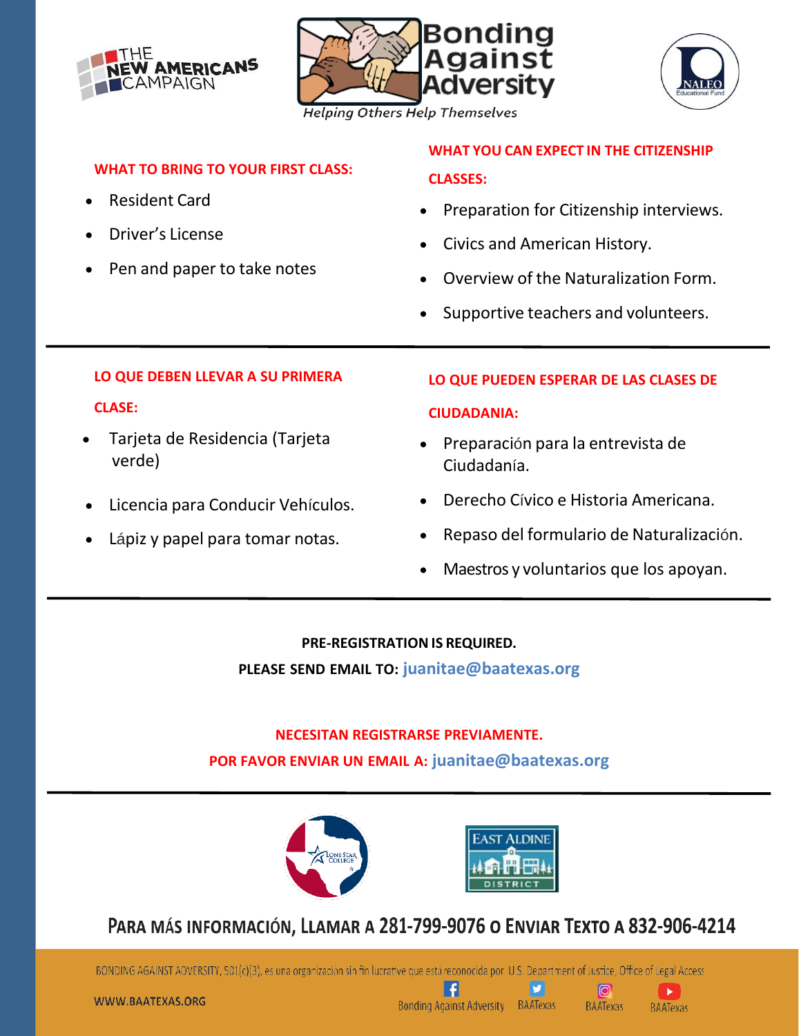THE NEW AMERICANS CAMPAIGN

**Bonding Against Adversity**

*Helping Others Help Themselves*

NALEO Educational Fund

## WHAT TO BRING TO YOUR FIRST CLASS:

- Resident Card
- Driver's License
- Pen and paper to take notes

## WHAT YOU CAN EXPECT IN THE CITIZENSHIP CLASSES:

- Preparation for Citizenship interviews.
- Civics and American History.
- Overview of the Naturalization Form.
- Supportive teachers and volunteers.

---

## LO QUE DEBEN LLEVAR A SU PRIMERA CLASE:

- Tarjeta de Residencia (Tarjeta verde)
- Licencia para Conducir Vehículos.
- Lápiz y papel para tomar notas.

## LO QUE PUEDEN ESPERAR DE LAS CLASES DE CIUDADANIA:

- Preparación para la entrevista de Ciudadanía.
- Derecho Cívico e Historia Americana.
- Repaso del formulario de Naturalización.
- Maestros y voluntarios que los apoyan.

---

**PRE-REGISTRATION IS REQUIRED.**

**PLEASE SEND EMAIL TO: juanitae@baatexas.org**

**NECESITAN REGISTRARSE PREVIAMENTE.**

**POR FAVOR ENVIAR UN EMAIL A: juanitae@baatexas.org**

---

Lone Star College

East Aldine District

## PARA MÁS INFORMACIÓN, LLAMAR A 281-799-9076 O ENVIAR TEXTO A 832-906-4214

BONDING AGAINST ADVERSITY, 501(c)(3), es una organización sin fin lucrativo que está reconocida por U.S. Department of Justice, Office of Legal Access

WWW.BAATEXAS.ORG

Bonding Against Adversity | BAATexas | BAATexas | BAATexas